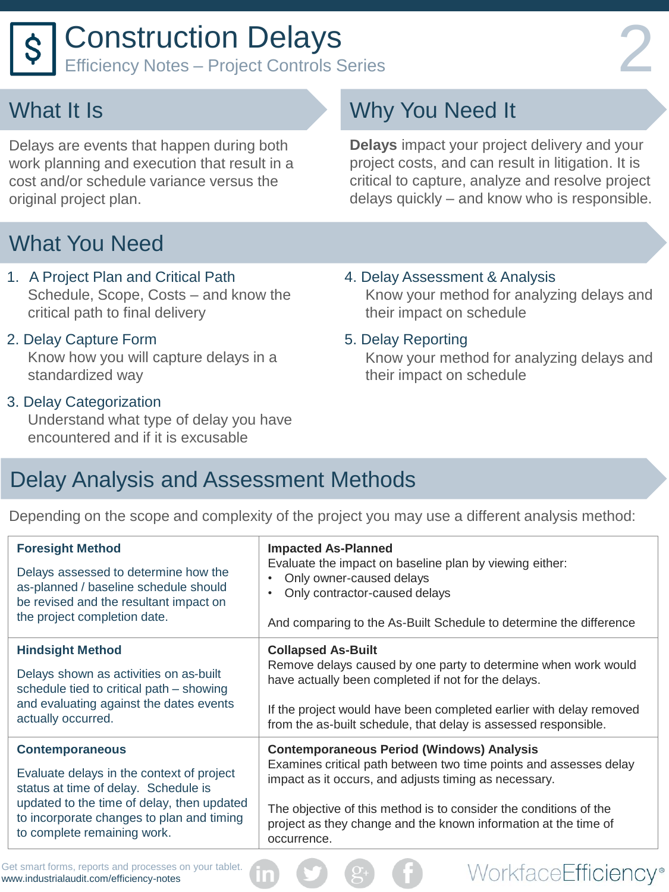# Construction Delays

Efficiency Notes – Project Controls Series

2

## What It Is

Delays are events that happen during both work planning and execution that result in a cost and/or schedule variance versus the original project plan.

## Why You Need It

**Delays** impact your project delivery and your project costs, and can result in litigation. It is critical to capture, analyze and resolve project delays quickly – and know who is responsible.

## What You Need

1. A Project Plan and Critical Path
   Schedule, Scope, Costs – and know the critical path to final delivery
2. Delay Capture Form
   Know how you will capture delays in a standardized way
3. Delay Categorization
   Understand what type of delay you have encountered and if it is excusable
4. Delay Assessment & Analysis
   Know your method for analyzing delays and their impact on schedule
5. Delay Reporting
   Know your method for analyzing delays and their impact on schedule

## Delay Analysis and Assessment Methods

Depending on the scope and complexity of the project you may use a different analysis method:

| | |
|---|---|
| **Foresight Method**<br><br>Delays assessed to determine how the as-planned / baseline schedule should be revised and the resultant impact on the project completion date. | **Impacted As-Planned**<br>Evaluate the impact on baseline plan by viewing either:<br>• Only owner-caused delays<br>• Only contractor-caused delays<br><br>And comparing to the As-Built Schedule to determine the difference |
| **Hindsight Method**<br><br>Delays shown as activities on as-built schedule tied to critical path – showing and evaluating against the dates events actually occurred. | **Collapsed As-Built**<br>Remove delays caused by one party to determine when work would have actually been completed if not for the delays.<br><br>If the project would have been completed earlier with delay removed from the as-built schedule, that delay is assessed responsible. |
| **Contemporaneous**<br><br>Evaluate delays in the context of project status at time of delay. Schedule is updated to the time of delay, then updated to incorporate changes to plan and timing to complete remaining work. | **Contemporaneous Period (Windows) Analysis**<br>Examines critical path between two time points and assesses delay impact as it occurs, and adjusts timing as necessary.<br><br>The objective of this method is to consider the conditions of the project as they change and the known information at the time of occurrence. |

Get smart forms, reports and processes on your tablet.
www.industrialaudit.com/efficiency-notes

WorkfaceEfficiency®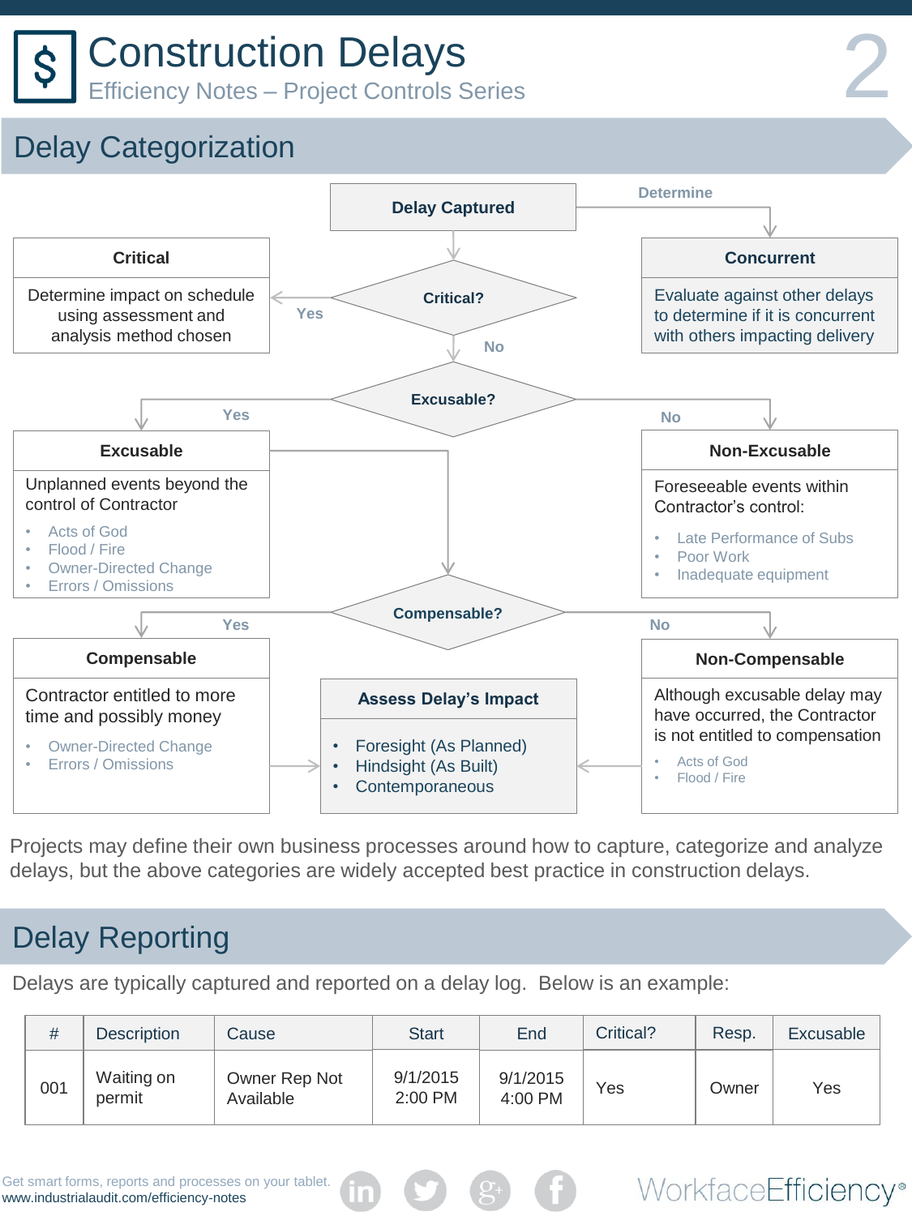# Construction Delays

Efficiency Notes – Project Controls Series

## Delay Categorization

Delay Captured

Determine

Critical?

Yes

No

**Critical**

Determine impact on schedule using assessment and analysis method chosen

**Concurrent**

Evaluate against other delays to determine if it is concurrent with others impacting delivery

Excusable?

Yes

No

**Excusable**

Unplanned events beyond the control of Contractor

- Acts of God
- Flood / Fire
- Owner-Directed Change
- Errors / Omissions

**Non-Excusable**

Foreseeable events within Contractor's control:

- Late Performance of Subs
- Poor Work
- Inadequate equipment

Compensable?

Yes

No

**Compensable**

Contractor entitled to more time and possibly money

- Owner-Directed Change
- Errors / Omissions

**Assess Delay's Impact**

- Foresight (As Planned)
- Hindsight (As Built)
- Contemporaneous

**Non-Compensable**

Although excusable delay may have occurred, the Contractor is not entitled to compensation

- Acts of God
- Flood / Fire

Projects may define their own business processes around how to capture, categorize and analyze delays, but the above categories are widely accepted best practice in construction delays.

## Delay Reporting

Delays are typically captured and reported on a delay log. Below is an example:

| # | Description | Cause | Start | End | Critical? | Resp. | Excusable |
|---|---|---|---|---|---|---|---|
| 001 | Waiting on permit | Owner Rep Not Available | 9/1/2015 2:00 PM | 9/1/2015 4:00 PM | Yes | Owner | Yes |

Get smart forms, reports and processes on your tablet.
www.industrialaudit.com/efficiency-notes

WorkfaceEfficiency®